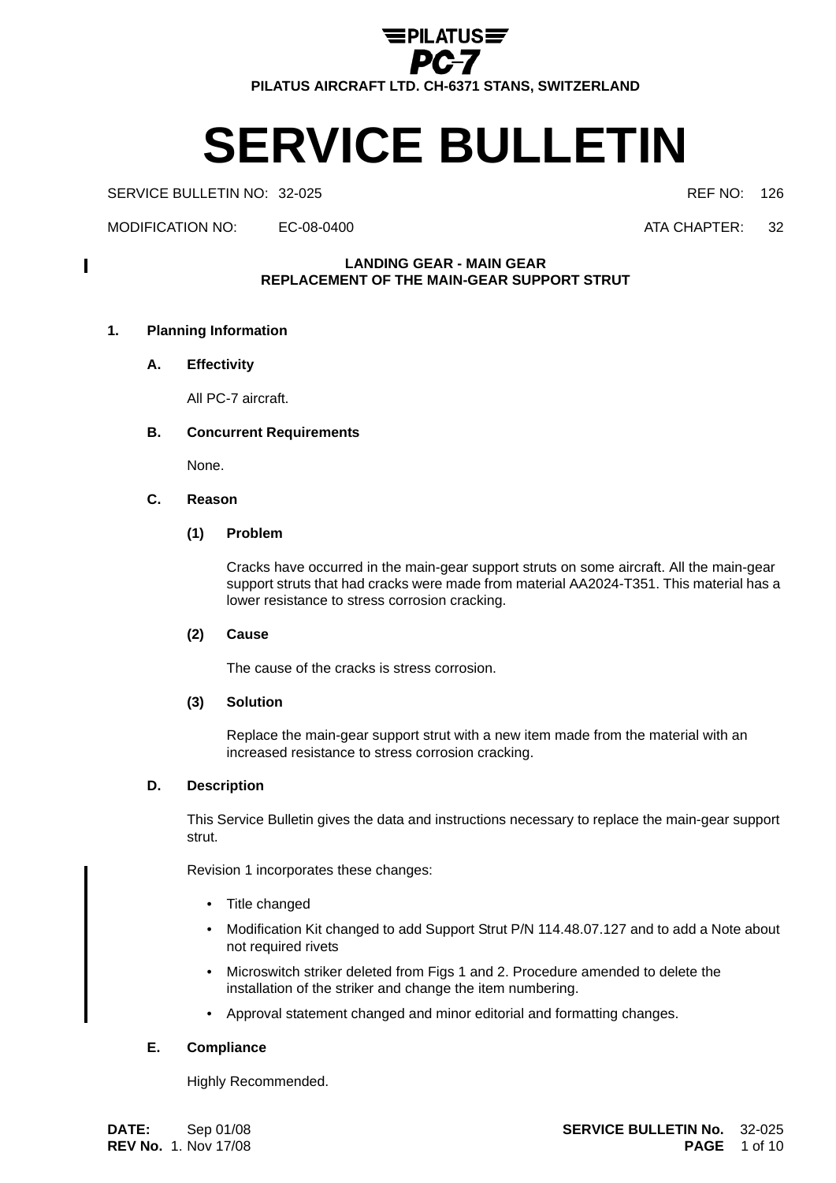PILATUS
PC-7
PILATUS AIRCRAFT LTD. CH-6371 STANS, SWITZERLAND

# SERVICE BULLETIN

SERVICE BULLETIN NO: 32-025 REF NO: 126

MODIFICATION NO: EC-08-0400 ATA CHAPTER: 32

**LANDING GEAR - MAIN GEAR**
**REPLACEMENT OF THE MAIN-GEAR SUPPORT STRUT**

## 1. Planning Information

### A. Effectivity

All PC-7 aircraft.

### B. Concurrent Requirements

None.

### C. Reason

#### (1) Problem

Cracks have occurred in the main-gear support struts on some aircraft. All the main-gear support struts that had cracks were made from material AA2024-T351. This material has a lower resistance to stress corrosion cracking.

#### (2) Cause

The cause of the cracks is stress corrosion.

#### (3) Solution

Replace the main-gear support strut with a new item made from the material with an increased resistance to stress corrosion cracking.

### D. Description

This Service Bulletin gives the data and instructions necessary to replace the main-gear support strut.

Revision 1 incorporates these changes:

- Title changed
- Modification Kit changed to add Support Strut P/N 114.48.07.127 and to add a Note about not required rivets
- Microswitch striker deleted from Figs 1 and 2. Procedure amended to delete the installation of the striker and change the item numbering.
- Approval statement changed and minor editorial and formatting changes.

### E. Compliance

Highly Recommended.

**DATE:** Sep 01/08
**REV No.** 1. Nov 17/08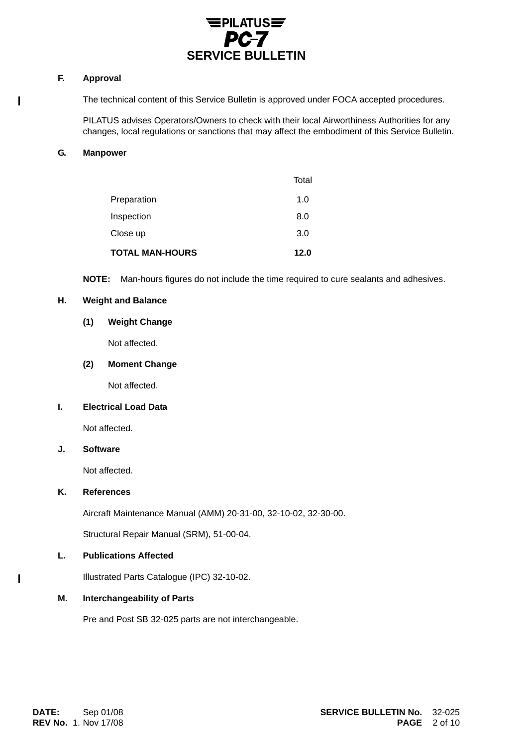### F. Approval

The technical content of this Service Bulletin is approved under FOCA accepted procedures.

PILATUS advises Operators/Owners to check with their local Airworthiness Authorities for any changes, local regulations or sanctions that may affect the embodiment of this Service Bulletin.

### G. Manpower

| | Total |
|---|---|
| Preparation | 1.0 |
| Inspection | 8.0 |
| Close up | 3.0 |
| **TOTAL MAN-HOURS** | **12.0** |

**NOTE:** Man-hours figures do not include the time required to cure sealants and adhesives.

### H. Weight and Balance

**(1) Weight Change**

Not affected.

**(2) Moment Change**

Not affected.

### I. Electrical Load Data

Not affected.

### J. Software

Not affected.

### K. References

Aircraft Maintenance Manual (AMM) 20-31-00, 32-10-02, 32-30-00.

Structural Repair Manual (SRM), 51-00-04.

### L. Publications Affected

Illustrated Parts Catalogue (IPC) 32-10-02.

### M. Interchangeability of Parts

Pre and Post SB 32-025 parts are not interchangeable.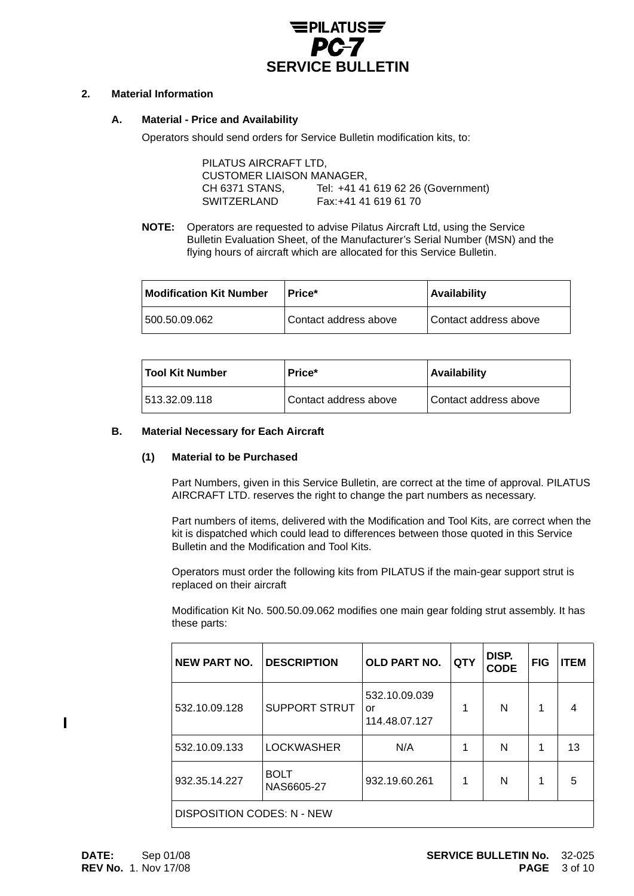## 2. Material Information

### A. Material - Price and Availability

Operators should send orders for Service Bulletin modification kits, to:

PILATUS AIRCRAFT LTD,
CUSTOMER LIAISON MANAGER,
CH 6371 STANS, Tel: +41 41 619 62 26 (Government)
SWITZERLAND Fax:+41 41 619 61 70

**NOTE:** Operators are requested to advise Pilatus Aircraft Ltd, using the Service Bulletin Evaluation Sheet, of the Manufacturer's Serial Number (MSN) and the flying hours of aircraft which are allocated for this Service Bulletin.

| Modification Kit Number | Price* | Availability |
|---|---|---|
| 500.50.09.062 | Contact address above | Contact address above |

| Tool Kit Number | Price* | Availability |
|---|---|---|
| 513.32.09.118 | Contact address above | Contact address above |

### B. Material Necessary for Each Aircraft

#### (1) Material to be Purchased

Part Numbers, given in this Service Bulletin, are correct at the time of approval. PILATUS AIRCRAFT LTD. reserves the right to change the part numbers as necessary.

Part numbers of items, delivered with the Modification and Tool Kits, are correct when the kit is dispatched which could lead to differences between those quoted in this Service Bulletin and the Modification and Tool Kits.

Operators must order the following kits from PILATUS if the main-gear support strut is replaced on their aircraft

Modification Kit No. 500.50.09.062 modifies one main gear folding strut assembly. It has these parts:

| NEW PART NO. | DESCRIPTION | OLD PART NO. | QTY | DISP. CODE | FIG | ITEM |
|---|---|---|---|---|---|---|
| 532.10.09.128 | SUPPORT STRUT | 532.10.09.039 or 114.48.07.127 | 1 | N | 1 | 4 |
| 532.10.09.133 | LOCKWASHER | N/A | 1 | N | 1 | 13 |
| 932.35.14.227 | BOLT NAS6605-27 | 932.19.60.261 | 1 | N | 1 | 5 |
| DISPOSITION CODES: N - NEW | | | | | | |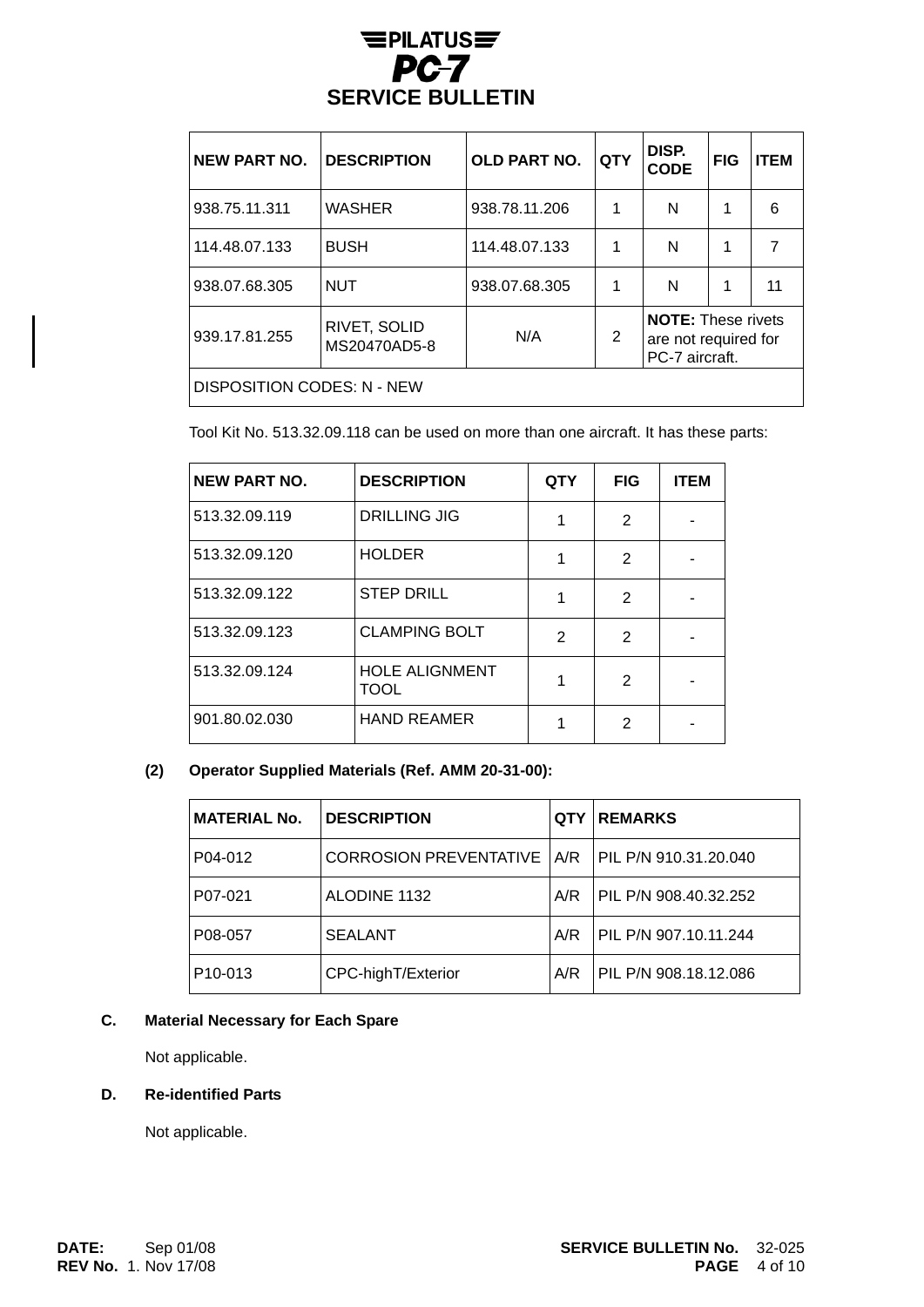| NEW PART NO. | DESCRIPTION | OLD PART NO. | QTY | DISP. CODE | FIG | ITEM |
|---|---|---|---|---|---|---|
| 938.75.11.311 | WASHER | 938.78.11.206 | 1 | N | 1 | 6 |
| 114.48.07.133 | BUSH | 114.48.07.133 | 1 | N | 1 | 7 |
| 938.07.68.305 | NUT | 938.07.68.305 | 1 | N | 1 | 11 |
| 939.17.81.255 | RIVET, SOLID MS20470AD5-8 | N/A | 2 | **NOTE:** These rivets are not required for PC-7 aircraft. | | |
| DISPOSITION CODES: N - NEW | | | | | | |

Tool Kit No. 513.32.09.118 can be used on more than one aircraft. It has these parts:

| NEW PART NO. | DESCRIPTION | QTY | FIG | ITEM |
|---|---|---|---|---|
| 513.32.09.119 | DRILLING JIG | 1 | 2 | - |
| 513.32.09.120 | HOLDER | 1 | 2 | - |
| 513.32.09.122 | STEP DRILL | 1 | 2 | - |
| 513.32.09.123 | CLAMPING BOLT | 2 | 2 | - |
| 513.32.09.124 | HOLE ALIGNMENT TOOL | 1 | 2 | - |
| 901.80.02.030 | HAND REAMER | 1 | 2 | - |

**(2) Operator Supplied Materials (Ref. AMM 20-31-00):**

| MATERIAL No. | DESCRIPTION | QTY | REMARKS |
|---|---|---|---|
| P04-012 | CORROSION PREVENTATIVE | A/R | PIL P/N 910.31.20.040 |
| P07-021 | ALODINE 1132 | A/R | PIL P/N 908.40.32.252 |
| P08-057 | SEALANT | A/R | PIL P/N 907.10.11.244 |
| P10-013 | CPC-highT/Exterior | A/R | PIL P/N 908.18.12.086 |

**C. Material Necessary for Each Spare**

Not applicable.

**D. Re-identified Parts**

Not applicable.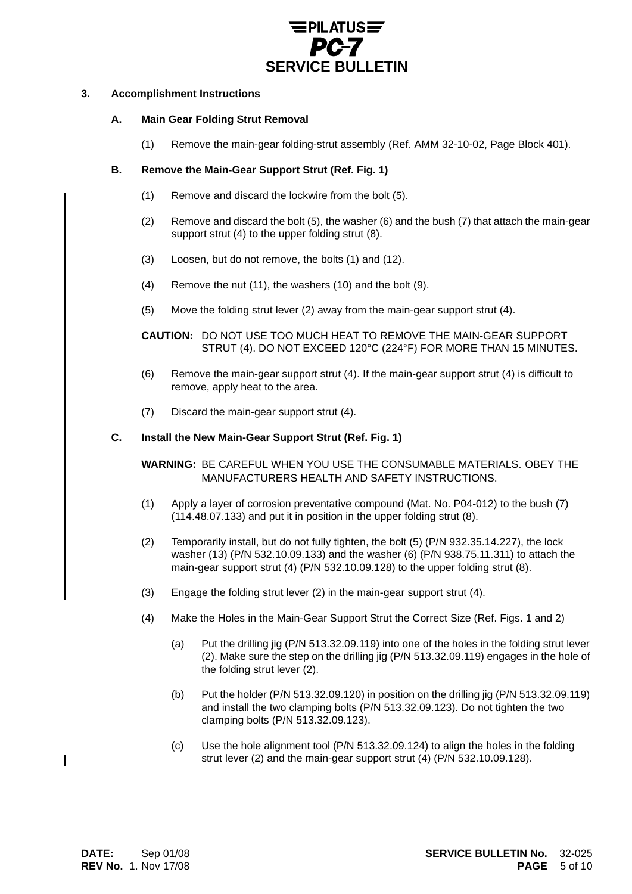## 3. Accomplishment Instructions

### A. Main Gear Folding Strut Removal

(1) Remove the main-gear folding-strut assembly (Ref. AMM 32-10-02, Page Block 401).

### B. Remove the Main-Gear Support Strut (Ref. Fig. 1)

(1) Remove and discard the lockwire from the bolt (5).

(2) Remove and discard the bolt (5), the washer (6) and the bush (7) that attach the main-gear support strut (4) to the upper folding strut (8).

(3) Loosen, but do not remove, the bolts (1) and (12).

(4) Remove the nut (11), the washers (10) and the bolt (9).

(5) Move the folding strut lever (2) away from the main-gear support strut (4).

**CAUTION:** DO NOT USE TOO MUCH HEAT TO REMOVE THE MAIN-GEAR SUPPORT STRUT (4). DO NOT EXCEED 120°C (224°F) FOR MORE THAN 15 MINUTES.

(6) Remove the main-gear support strut (4). If the main-gear support strut (4) is difficult to remove, apply heat to the area.

(7) Discard the main-gear support strut (4).

### C. Install the New Main-Gear Support Strut (Ref. Fig. 1)

**WARNING:** BE CAREFUL WHEN YOU USE THE CONSUMABLE MATERIALS. OBEY THE MANUFACTURERS HEALTH AND SAFETY INSTRUCTIONS.

(1) Apply a layer of corrosion preventative compound (Mat. No. P04-012) to the bush (7) (114.48.07.133) and put it in position in the upper folding strut (8).

(2) Temporarily install, but do not fully tighten, the bolt (5) (P/N 932.35.14.227), the lock washer (13) (P/N 532.10.09.133) and the washer (6) (P/N 938.75.11.311) to attach the main-gear support strut (4) (P/N 532.10.09.128) to the upper folding strut (8).

(3) Engage the folding strut lever (2) in the main-gear support strut (4).

(4) Make the Holes in the Main-Gear Support Strut the Correct Size (Ref. Figs. 1 and 2)

(a) Put the drilling jig (P/N 513.32.09.119) into one of the holes in the folding strut lever (2). Make sure the step on the drilling jig (P/N 513.32.09.119) engages in the hole of the folding strut lever (2).

(b) Put the holder (P/N 513.32.09.120) in position on the drilling jig (P/N 513.32.09.119) and install the two clamping bolts (P/N 513.32.09.123). Do not tighten the two clamping bolts (P/N 513.32.09.123).

(c) Use the hole alignment tool (P/N 513.32.09.124) to align the holes in the folding strut lever (2) and the main-gear support strut (4) (P/N 532.10.09.128).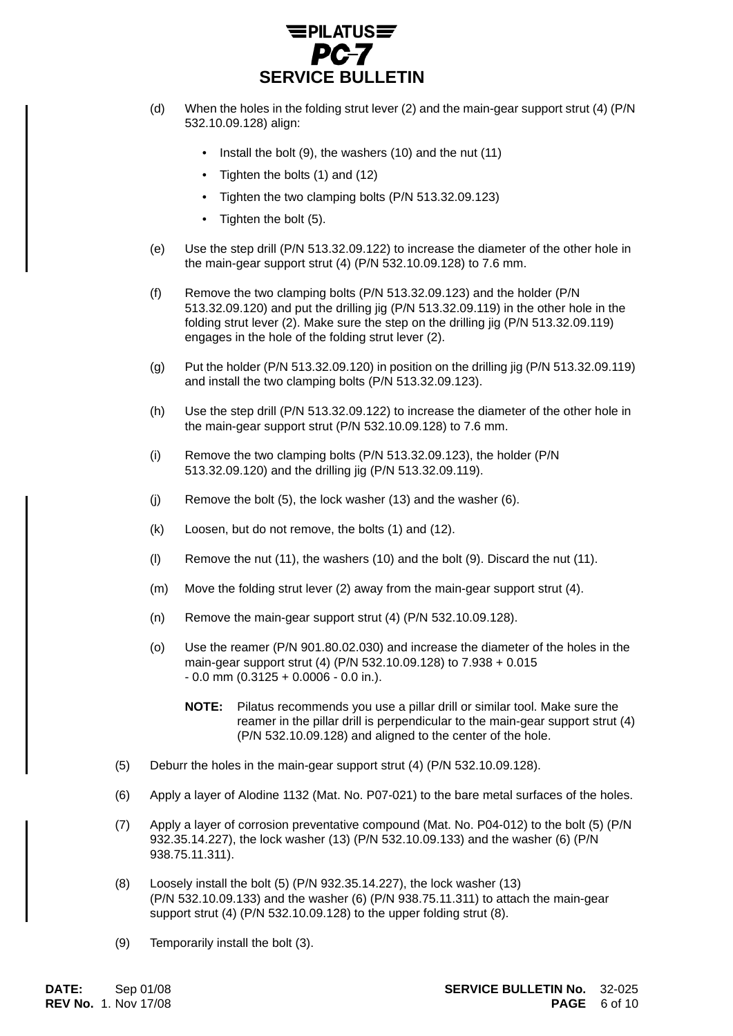(d) When the holes in the folding strut lever (2) and the main-gear support strut (4) (P/N 532.10.09.128) align:

- Install the bolt (9), the washers (10) and the nut (11)
- Tighten the bolts (1) and (12)
- Tighten the two clamping bolts (P/N 513.32.09.123)
- Tighten the bolt (5).

(e) Use the step drill (P/N 513.32.09.122) to increase the diameter of the other hole in the main-gear support strut (4) (P/N 532.10.09.128) to 7.6 mm.

(f) Remove the two clamping bolts (P/N 513.32.09.123) and the holder (P/N 513.32.09.120) and put the drilling jig (P/N 513.32.09.119) in the other hole in the folding strut lever (2). Make sure the step on the drilling jig (P/N 513.32.09.119) engages in the hole of the folding strut lever (2).

(g) Put the holder (P/N 513.32.09.120) in position on the drilling jig (P/N 513.32.09.119) and install the two clamping bolts (P/N 513.32.09.123).

(h) Use the step drill (P/N 513.32.09.122) to increase the diameter of the other hole in the main-gear support strut (P/N 532.10.09.128) to 7.6 mm.

(i) Remove the two clamping bolts (P/N 513.32.09.123), the holder (P/N 513.32.09.120) and the drilling jig (P/N 513.32.09.119).

(j) Remove the bolt (5), the lock washer (13) and the washer (6).

(k) Loosen, but do not remove, the bolts (1) and (12).

(l) Remove the nut (11), the washers (10) and the bolt (9). Discard the nut (11).

(m) Move the folding strut lever (2) away from the main-gear support strut (4).

(n) Remove the main-gear support strut (4) (P/N 532.10.09.128).

(o) Use the reamer (P/N 901.80.02.030) and increase the diameter of the holes in the main-gear support strut (4) (P/N 532.10.09.128) to 7.938 + 0.015 - 0.0 mm (0.3125 + 0.0006 - 0.0 in.).

**NOTE:** Pilatus recommends you use a pillar drill or similar tool. Make sure the reamer in the pillar drill is perpendicular to the main-gear support strut (4) (P/N 532.10.09.128) and aligned to the center of the hole.

(5) Deburr the holes in the main-gear support strut (4) (P/N 532.10.09.128).

(6) Apply a layer of Alodine 1132 (Mat. No. P07-021) to the bare metal surfaces of the holes.

(7) Apply a layer of corrosion preventative compound (Mat. No. P04-012) to the bolt (5) (P/N 932.35.14.227), the lock washer (13) (P/N 532.10.09.133) and the washer (6) (P/N 938.75.11.311).

(8) Loosely install the bolt (5) (P/N 932.35.14.227), the lock washer (13) (P/N 532.10.09.133) and the washer (6) (P/N 938.75.11.311) to attach the main-gear support strut (4) (P/N 532.10.09.128) to the upper folding strut (8).

(9) Temporarily install the bolt (3).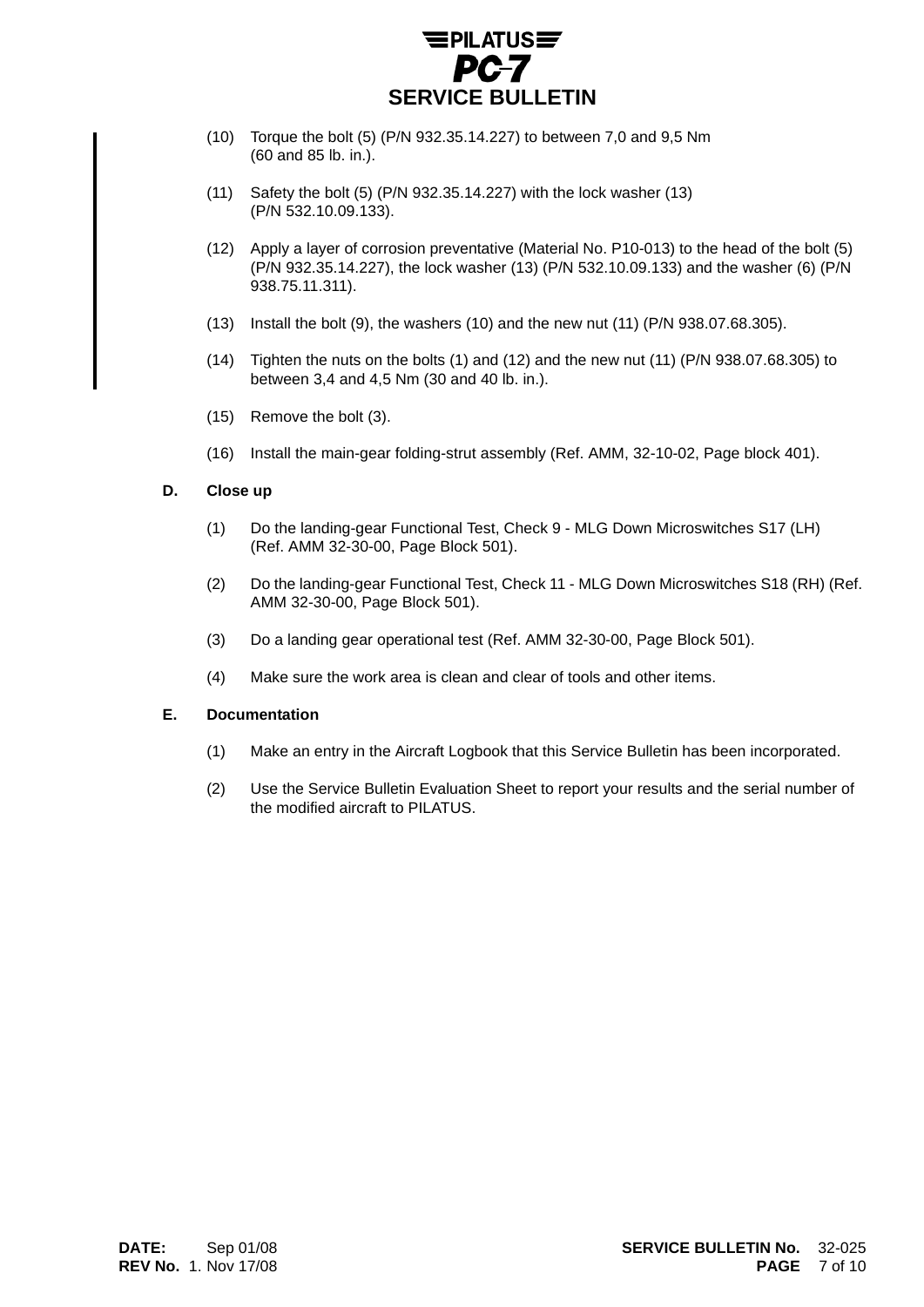(10) Torque the bolt (5) (P/N 932.35.14.227) to between 7,0 and 9,5 Nm (60 and 85 lb. in.).

(11) Safety the bolt (5) (P/N 932.35.14.227) with the lock washer (13) (P/N 532.10.09.133).

(12) Apply a layer of corrosion preventative (Material No. P10-013) to the head of the bolt (5) (P/N 932.35.14.227), the lock washer (13) (P/N 532.10.09.133) and the washer (6) (P/N 938.75.11.311).

(13) Install the bolt (9), the washers (10) and the new nut (11) (P/N 938.07.68.305).

(14) Tighten the nuts on the bolts (1) and (12) and the new nut (11) (P/N 938.07.68.305) to between 3,4 and 4,5 Nm (30 and 40 lb. in.).

(15) Remove the bolt (3).

(16) Install the main-gear folding-strut assembly (Ref. AMM, 32-10-02, Page block 401).

**D. Close up**

(1) Do the landing-gear Functional Test, Check 9 - MLG Down Microswitches S17 (LH) (Ref. AMM 32-30-00, Page Block 501).

(2) Do the landing-gear Functional Test, Check 11 - MLG Down Microswitches S18 (RH) (Ref. AMM 32-30-00, Page Block 501).

(3) Do a landing gear operational test (Ref. AMM 32-30-00, Page Block 501).

(4) Make sure the work area is clean and clear of tools and other items.

**E. Documentation**

(1) Make an entry in the Aircraft Logbook that this Service Bulletin has been incorporated.

(2) Use the Service Bulletin Evaluation Sheet to report your results and the serial number of the modified aircraft to PILATUS.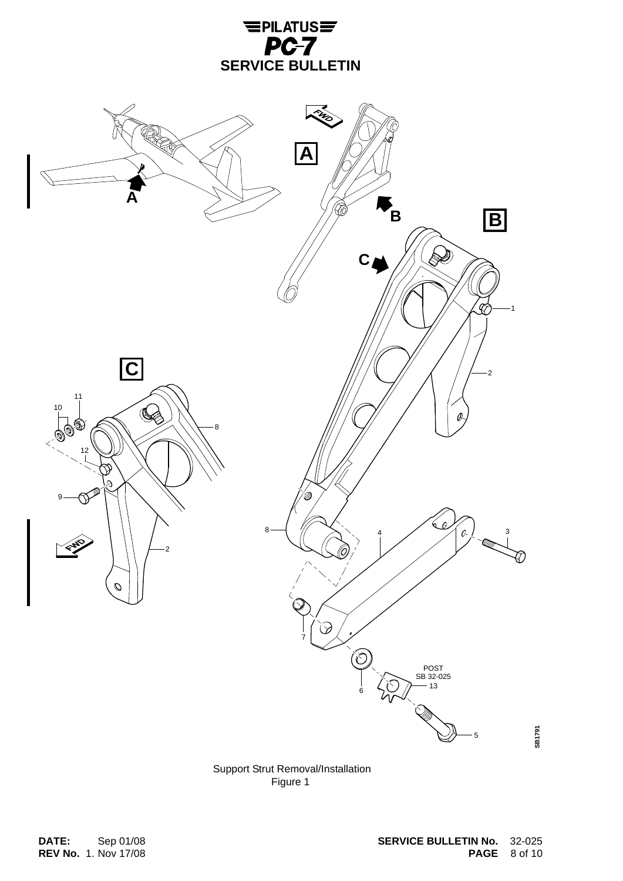Support Strut Removal/Installation
Figure 1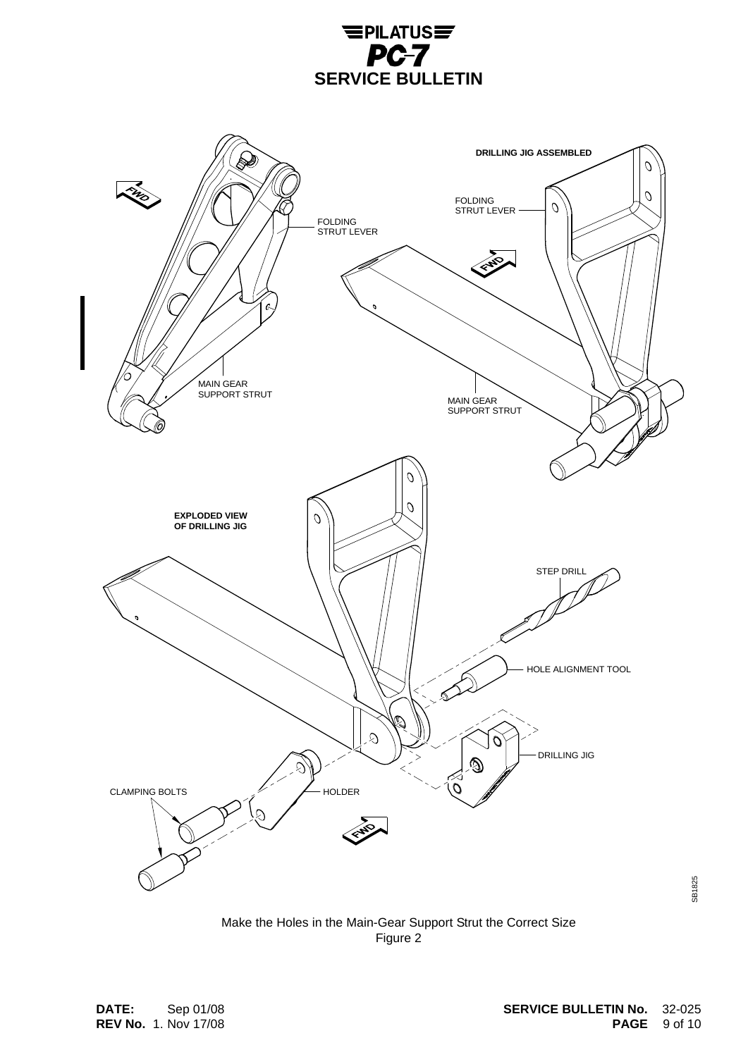Make the Holes in the Main-Gear Support Strut the Correct Size
Figure 2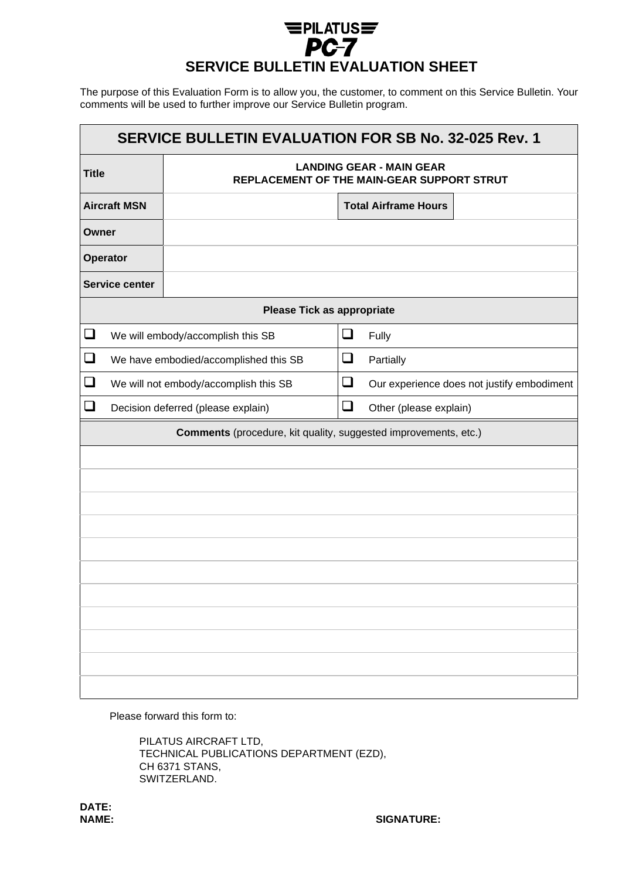# PILATUS PC-7

## SERVICE BULLETIN EVALUATION SHEET

The purpose of this Evaluation Form is to allow you, the customer, to comment on this Service Bulletin. Your comments will be used to further improve our Service Bulletin program.

| SERVICE BULLETIN EVALUATION FOR SB No. 32-025 Rev. 1 | | | |
|---|---|---|---|
| **Title** | **LANDING GEAR - MAIN GEAR REPLACEMENT OF THE MAIN-GEAR SUPPORT STRUT** | | |
| **Aircraft MSN** | | **Total Airframe Hours** | |
| **Owner** | | | |
| **Operator** | | | |
| **Service center** | | | |

**Please Tick as appropriate**

| | |
|---|---|
| ❑ We will embody/accomplish this SB | ❑ Fully |
| ❑ We have embodied/accomplished this SB | ❑ Partially |
| ❑ We will not embody/accomplish this SB | ❑ Our experience does not justify embodiment |
| ❑ Decision deferred (please explain) | ❑ Other (please explain) |

**Comments** (procedure, kit quality, suggested improvements, etc.)

| |
|---|
| |
| |
| |
| |
| |
| |
| |
| |
| |
| |
| |

Please forward this form to:

PILATUS AIRCRAFT LTD,
TECHNICAL PUBLICATIONS DEPARTMENT (EZD),
CH 6371 STANS,
SWITZERLAND.

**DATE:**

**NAME:** **SIGNATURE:**